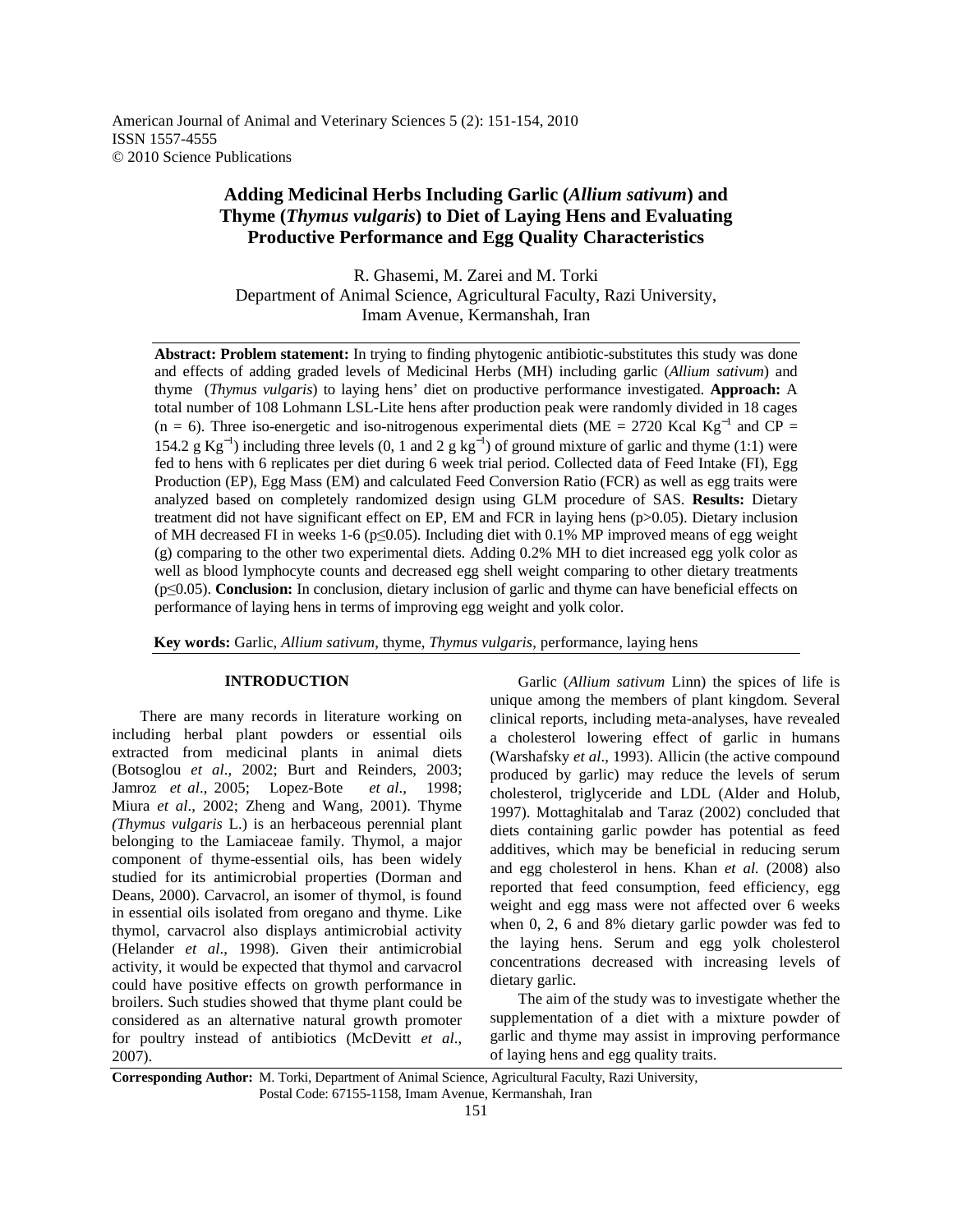# Adding Medicinal Herbs Including Garlic (*Allium sativum*) and Thyme (*Thymus vulgaris*) to Diet of Laying Hens and Evaluating Productive Performance and Egg Quality Characteristics

R. Ghasemi, M. Zarei and M. Torki
Department of Animal Science, Agricultural Faculty, Razi University, Imam Avenue, Kermanshah, Iran

**Abstract: Problem statement:** In trying to finding phytogenic antibiotic-substitutes this study was done and effects of adding graded levels of Medicinal Herbs (MH) including garlic (*Allium sativum*) and thyme (*Thymus vulgaris*) to laying hens' diet on productive performance investigated. **Approach:** A total number of 108 Lohmann LSL-Lite hens after production peak were randomly divided in 18 cages (n = 6). Three iso-energetic and iso-nitrogenous experimental diets (ME = 2720 Kcal $Kg^{-1}$ and CP = 154.2 g $Kg^{-1}$) including three levels (0, 1 and 2 g $kg^{-1}$) of ground mixture of garlic and thyme (1:1) were fed to hens with 6 replicates per diet during 6 week trial period. Collected data of Feed Intake (FI), Egg Production (EP), Egg Mass (EM) and calculated Feed Conversion Ratio (FCR) as well as egg traits were analyzed based on completely randomized design using GLM procedure of SAS. **Results:** Dietary treatment did not have significant effect on EP, EM and FCR in laying hens ($p>0.05$). Dietary inclusion of MH decreased FI in weeks 1-6 ($p\leq0.05$). Including diet with 0.1% MP improved means of egg weight (g) comparing to the other two experimental diets. Adding 0.2% MH to diet increased egg yolk color as well as blood lymphocyte counts and decreased egg shell weight comparing to other dietary treatments ($p\leq0.05$). **Conclusion:** In conclusion, dietary inclusion of garlic and thyme can have beneficial effects on performance of laying hens in terms of improving egg weight and yolk color.

**Key words:** Garlic, *Allium sativum*, thyme, *Thymus vulgaris*, performance, laying hens

## INTRODUCTION

There are many records in literature working on including herbal plant powders or essential oils extracted from medicinal plants in animal diets (Botsoglou *et al*., 2002; Burt and Reinders, 2003; Jamroz *et al*., 2005; Lopez-Bote *et al*., 1998; Miura *et al*., 2002; Zheng and Wang, 2001). Thyme *(Thymus vulgaris* L.) is an herbaceous perennial plant belonging to the Lamiaceae family. Thymol, a major component of thyme-essential oils, has been widely studied for its antimicrobial properties (Dorman and Deans, 2000). Carvacrol, an isomer of thymol, is found in essential oils isolated from oregano and thyme. Like thymol, carvacrol also displays antimicrobial activity (Helander *et al*., 1998). Given their antimicrobial activity, it would be expected that thymol and carvacrol could have positive effects on growth performance in broilers. Such studies showed that thyme plant could be considered as an alternative natural growth promoter for poultry instead of antibiotics (McDevitt *et al*., 2007).

Garlic (*Allium sativum* Linn) the spices of life is unique among the members of plant kingdom. Several clinical reports, including meta-analyses, have revealed a cholesterol lowering effect of garlic in humans (Warshafsky *et al*., 1993). Allicin (the active compound produced by garlic) may reduce the levels of serum cholesterol, triglyceride and LDL (Alder and Holub, 1997). Mottaghitalab and Taraz (2002) concluded that diets containing garlic powder has potential as feed additives, which may be beneficial in reducing serum and egg cholesterol in hens. Khan *et al.* (2008) also reported that feed consumption, feed efficiency, egg weight and egg mass were not affected over 6 weeks when 0, 2, 6 and 8% dietary garlic powder was fed to the laying hens. Serum and egg yolk cholesterol concentrations decreased with increasing levels of dietary garlic.

The aim of the study was to investigate whether the supplementation of a diet with a mixture powder of garlic and thyme may assist in improving performance of laying hens and egg quality traits.

**Corresponding Author:** M. Torki, Department of Animal Science, Agricultural Faculty, Razi University, Postal Code: 67155-1158, Imam Avenue, Kermanshah, Iran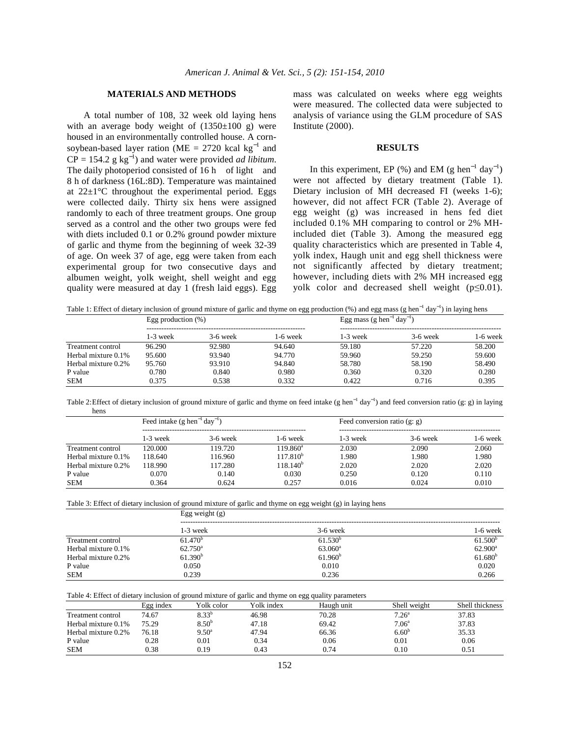## MATERIALS AND METHODS

A total number of 108, 32 week old laying hens with an average body weight of (1350±100 g) were housed in an environmentally controlled house. A corn-soybean-based layer ration (ME = 2720 kcal $kg^{-1}$ and CP = 154.2 g $kg^{-1}$) and water were provided *ad libitum*. The daily photoperiod consisted of 16 h of light and 8 h of darkness (16L:8D). Temperature was maintained at 22±1°C throughout the experimental period. Eggs were collected daily. Thirty six hens were assigned randomly to each of three treatment groups. One group served as a control and the other two groups were fed with diets included 0.1 or 0.2% ground powder mixture of garlic and thyme from the beginning of week 32-39 of age. On week 37 of age, egg were taken from each experimental group for two consecutive days and albumen weight, yolk weight, shell weight and egg quality were measured at day 1 (fresh laid eggs). Egg mass was calculated on weeks where egg weights were measured. The collected data were subjected to analysis of variance using the GLM procedure of SAS Institute (2000).

## RESULTS

In this experiment, EP (%) and EM (g $hen^{-1}$ $day^{-1}$) were not affected by dietary treatment (Table 1). Dietary inclusion of MH decreased FI (weeks 1-6); however, did not affect FCR (Table 2). Average of egg weight (g) was increased in hens fed diet included 0.1% MH comparing to control or 2% MH-included diet (Table 3). Among the measured egg quality characteristics which are presented in Table 4, yolk index, Haugh unit and egg shell thickness were not significantly affected by dietary treatment; however, including diets with 2% MH increased egg yolk color and decreased shell weight ($p \leq 0.01$).

Table 1: Effect of dietary inclusion of ground mixture of garlic and thyme on egg production (%) and egg mass (g $hen^{-1}$ $day^{-1}$) in laying hens

| | Egg production (%) | | | Egg mass (g $hen^{-1}$ $day^{-1}$) | | |
|---|---|---|---|---|---|---|
| | 1-3 week | 3-6 week | 1-6 week | 1-3 week | 3-6 week | 1-6 week |
| Treatment control | 96.290 | 92.980 | 94.640 | 59.180 | 57.220 | 58.200 |
| Herbal mixture 0.1% | 95.600 | 93.940 | 94.770 | 59.960 | 59.250 | 59.600 |
| Herbal mixture 0.2% | 95.760 | 93.910 | 94.840 | 58.780 | 58.190 | 58.490 |
| P value | 0.780 | 0.840 | 0.980 | 0.360 | 0.320 | 0.280 |
| SEM | 0.375 | 0.538 | 0.332 | 0.422 | 0.716 | 0.395 |

Table 2: Effect of dietary inclusion of ground mixture of garlic and thyme on feed intake (g $hen^{-1}$ $day^{-1}$) and feed conversion ratio (g: g) in laying hens

| | Feed intake (g $hen^{-1}$ $day^{-1}$) | | | Feed conversion ratio (g: g) | | |
|---|---|---|---|---|---|---|
| | 1-3 week | 3-6 week | 1-6 week | 1-3 week | 3-6 week | 1-6 week |
| Treatment control | 120.000 | 119.720 | 119.860[a] | 2.030 | 2.090 | 2.060 |
| Herbal mixture 0.1% | 118.640 | 116.960 | 117.810[b] | 1.980 | 1.980 | 1.980 |
| Herbal mixture 0.2% | 118.990 | 117.280 | 118.140[b] | 2.020 | 2.020 | 2.020 |
| P value | 0.070 | 0.140 | 0.030 | 0.250 | 0.120 | 0.110 |
| SEM | 0.364 | 0.624 | 0.257 | 0.016 | 0.024 | 0.010 |

Table 3: Effect of dietary inclusion of ground mixture of garlic and thyme on egg weight (g) in laying hens

| | Egg weight (g) | | |
|---|---|---|---|
| | 1-3 week | 3-6 week | 1-6 week |
| Treatment control | 61.470[b] | 61.530[b] | 61.500[b] |
| Herbal mixture 0.1% | 62.750[a] | 63.060[a] | 62.900[a] |
| Herbal mixture 0.2% | 61.390[b] | 61.960[b] | 61.680[b] |
| P value | 0.050 | 0.010 | 0.020 |
| SEM | 0.239 | 0.236 | 0.266 |

Table 4: Effect of dietary inclusion of ground mixture of garlic and thyme on egg quality parameters

| | Egg index | Yolk color | Yolk index | Haugh unit | Shell weight | Shell thickness |
|---|---|---|---|---|---|---|
| Treatment control | 74.67 | 8.33[b] | 46.98 | 70.28 | 7.26[a] | 37.83 |
| Herbal mixture 0.1% | 75.29 | 8.50[b] | 47.18 | 69.42 | 7.06[a] | 37.83 |
| Herbal mixture 0.2% | 76.18 | 9.50[a] | 47.94 | 66.36 | 6.60[b] | 35.33 |
| P value | 0.28 | 0.01 | 0.34 | 0.06 | 0.01 | 0.06 |
| SEM | 0.38 | 0.19 | 0.43 | 0.74 | 0.10 | 0.51 |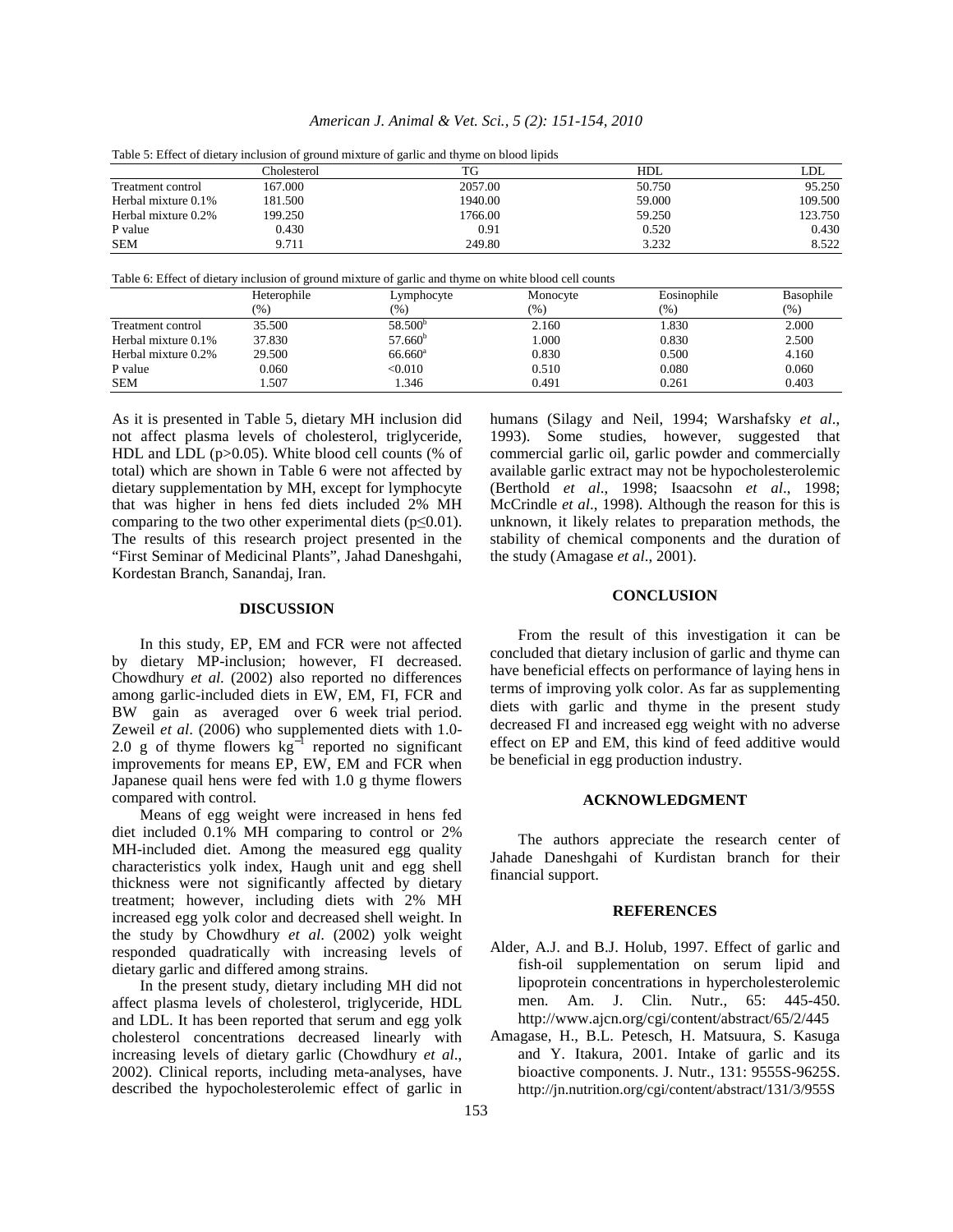Table 5: Effect of dietary inclusion of ground mixture of garlic and thyme on blood lipids

| | Cholesterol | TG | HDL | LDL |
|---|---|---|---|---|
| Treatment control | 167.000 | 2057.00 | 50.750 | 95.250 |
| Herbal mixture 0.1% | 181.500 | 1940.00 | 59.000 | 109.500 |
| Herbal mixture 0.2% | 199.250 | 1766.00 | 59.250 | 123.750 |
| P value | 0.430 | 0.91 | 0.520 | 0.430 |
| SEM | 9.711 | 249.80 | 3.232 | 8.522 |

Table 6: Effect of dietary inclusion of ground mixture of garlic and thyme on white blood cell counts

| | Heterophile (%) | Lymphocyte (%) | Monocyte (%) | Eosinophile (%) | Basophile (%) |
|---|---|---|---|---|---|
| Treatment control | 35.500 | $58.500^{b}$ | 2.160 | 1.830 | 2.000 |
| Herbal mixture 0.1% | 37.830 | $57.660^{b}$ | 1.000 | 0.830 | 2.500 |
| Herbal mixture 0.2% | 29.500 | $66.660^{a}$ | 0.830 | 0.500 | 4.160 |
| P value | 0.060 | <0.010 | 0.510 | 0.080 | 0.060 |
| SEM | 1.507 | 1.346 | 0.491 | 0.261 | 0.403 |

As it is presented in Table 5, dietary MH inclusion did not affect plasma levels of cholesterol, triglyceride, HDL and LDL ($p>0.05$). White blood cell counts (% of total) which are shown in Table 6 were not affected by dietary supplementation by MH, except for lymphocyte that was higher in hens fed diets included 2% MH comparing to the two other experimental diets ($p\leq 0.01$). The results of this research project presented in the "First Seminar of Medicinal Plants", Jahad Daneshgahi, Kordestan Branch, Sanandaj, Iran.

## DISCUSSION

In this study, EP, EM and FCR were not affected by dietary MP-inclusion; however, FI decreased. Chowdhury *et al.* (2002) also reported no differences among garlic-included diets in EW, EM, FI, FCR and BW gain as averaged over 6 week trial period. Zeweil *et al*. (2006) who supplemented diets with 1.0-2.0 g of thyme flowers $kg^{-1}$ reported no significant improvements for means EP, EW, EM and FCR when Japanese quail hens were fed with 1.0 g thyme flowers compared with control.

Means of egg weight were increased in hens fed diet included 0.1% MH comparing to control or 2% MH-included diet. Among the measured egg quality characteristics yolk index, Haugh unit and egg shell thickness were not significantly affected by dietary treatment; however, including diets with 2% MH increased egg yolk color and decreased shell weight. In the study by Chowdhury *et al*. (2002) yolk weight responded quadratically with increasing levels of dietary garlic and differed among strains.

In the present study, dietary including MH did not affect plasma levels of cholesterol, triglyceride, HDL and LDL. It has been reported that serum and egg yolk cholesterol concentrations decreased linearly with increasing levels of dietary garlic (Chowdhury *et al*., 2002). Clinical reports, including meta-analyses, have described the hypocholesterolemic effect of garlic in humans (Silagy and Neil, 1994; Warshafsky *et al*., 1993). Some studies, however, suggested that commercial garlic oil, garlic powder and commercially available garlic extract may not be hypocholesterolemic (Berthold *et al*., 1998; Isaacsohn *et al*., 1998; McCrindle *et al*., 1998). Although the reason for this is unknown, it likely relates to preparation methods, the stability of chemical components and the duration of the study (Amagase *et al*., 2001).

## CONCLUSION

From the result of this investigation it can be concluded that dietary inclusion of garlic and thyme can have beneficial effects on performance of laying hens in terms of improving yolk color. As far as supplementing diets with garlic and thyme in the present study decreased FI and increased egg weight with no adverse effect on EP and EM, this kind of feed additive would be beneficial in egg production industry.

## ACKNOWLEDGMENT

The authors appreciate the research center of Jahade Daneshgahi of Kurdistan branch for their financial support.

## REFERENCES

- Alder, A.J. and B.J. Holub, 1997. Effect of garlic and fish-oil supplementation on serum lipid and lipoprotein concentrations in hypercholesterolemic men. Am. J. Clin. Nutr., 65: 445-450. http://www.ajcn.org/cgi/content/abstract/65/2/445
- Amagase, H., B.L. Petesch, H. Matsuura, S. Kasuga and Y. Itakura, 2001. Intake of garlic and its bioactive components. J. Nutr., 131: 9555S-9625S. http://jn.nutrition.org/cgi/content/abstract/131/3/955S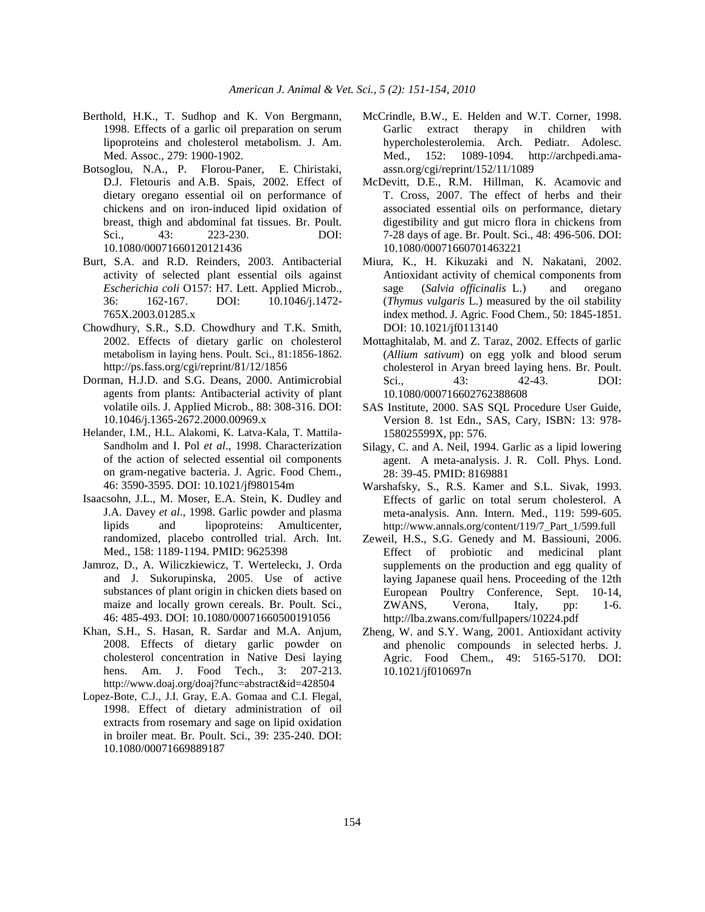Berthold, H.K., T. Sudhop and K. Von Bergmann, 1998. Effects of a garlic oil preparation on serum lipoproteins and cholesterol metabolism. J. Am. Med. Assoc., 279: 1900-1902.

Botsoglou, N.A., P. Florou-Paner, E. Chiristaki, D.J. Fletouris and A.B. Spais, 2002. Effect of dietary oregano essential oil on performance of chickens and on iron-induced lipid oxidation of breast, thigh and abdominal fat tissues. Br. Poult. Sci., 43: 223-230. DOI: 10.1080/00071660120121436

Burt, S.A. and R.D. Reinders, 2003. Antibacterial activity of selected plant essential oils against *Escherichia coli* O157: H7. Lett. Applied Microb., 36: 162-167. DOI: 10.1046/j.1472-765X.2003.01285.x

Chowdhury, S.R., S.D. Chowdhury and T.K. Smith, 2002. Effects of dietary garlic on cholesterol metabolism in laying hens. Poult. Sci., 81:1856-1862. http://ps.fass.org/cgi/reprint/81/12/1856

Dorman, H.J.D. and S.G. Deans, 2000. Antimicrobial agents from plants: Antibacterial activity of plant volatile oils. J. Applied Microb., 88: 308-316. DOI: 10.1046/j.1365-2672.2000.00969.x

Helander, I.M., H.L. Alakomi, K. Latva-Kala, T. Mattila-Sandholm and I. Pol *et al*., 1998. Characterization of the action of selected essential oil components on gram-negative bacteria. J. Agric. Food Chem., 46: 3590-3595. DOI: 10.1021/jf980154m

Isaacsohn, J.L., M. Moser, E.A. Stein, K. Dudley and J.A. Davey *et al*., 1998. Garlic powder and plasma lipids and lipoproteins: Amulticenter, randomized, placebo controlled trial. Arch. Int. Med., 158: 1189-1194. PMID: 9625398

Jamroz, D., A. Wiliczkiewicz, T. Werteleckı, J. Orda and J. Sukorupinska, 2005. Use of active substances of plant origin in chicken diets based on maize and locally grown cereals. Br. Poult. Sci., 46: 485-493. DOI: 10.1080/00071660500191056

Khan, S.H., S. Hasan, R. Sardar and M.A. Anjum, 2008. Effects of dietary garlic powder on cholesterol concentration in Native Desi laying hens. Am. J. Food Tech., 3: 207-213. http://www.doaj.org/doaj?func=abstract&id=428504

Lopez-Bote, C.J., J.I. Gray, E.A. Gomaa and C.I. Flegal, 1998. Effect of dietary administration of oil extracts from rosemary and sage on lipid oxidation in broiler meat. Br. Poult. Sci., 39: 235-240. DOI: 10.1080/00071669889187

McCrindle, B.W., E. Helden and W.T. Corner, 1998. Garlic extract therapy in children with hypercholesterolemia. Arch. Pediatr. Adolesc. Med., 152: 1089-1094. http://archpedi.ama-assn.org/cgi/reprint/152/11/1089

McDevitt, D.E., R.M. Hillman, K. Acamovic and T. Cross, 2007. The effect of herbs and their associated essential oils on performance, dietary digestibility and gut micro flora in chickens from 7-28 days of age. Br. Poult. Sci., 48: 496-506. DOI: 10.1080/00071660701463221

Miura, K., H. Kikuzaki and N. Nakatani, 2002. Antioxidant activity of chemical components from sage (*Salvia officinalis* L.) and oregano (*Thymus vulgaris* L.) measured by the oil stability index method. J. Agric. Food Chem., 50: 1845-1851. DOI: 10.1021/jf0113140

Mottaghitalab, M. and Z. Taraz, 2002. Effects of garlic (*Allium sativum*) on egg yolk and blood serum cholesterol in Aryan breed laying hens. Br. Poult. Sci., 43: 42-43. DOI: 10.1080/000716602762388608

SAS Institute, 2000. SAS SQL Procedure User Guide, Version 8. 1st Edn., SAS, Cary, ISBN: 13: 978-158025599X, pp: 576.

Silagy, C. and A. Neil, 1994. Garlic as a lipid lowering agent. A meta-analysis. J. R. Coll. Phys. Lond. 28: 39-45. PMID: 8169881

Warshafsky, S., R.S. Kamer and S.L. Sivak, 1993. Effects of garlic on total serum cholesterol. A meta-analysis. Ann. Intern. Med., 119: 599-605. http://www.annals.org/content/119/7_Part_1/599.full

Zeweil, H.S., S.G. Genedy and M. Bassiouni, 2006. Effect of probiotic and medicinal plant supplements on the production and egg quality of laying Japanese quail hens. Proceeding of the 12th European Poultry Conference, Sept. 10-14, ZWANS, Verona, Italy, pp: 1-6. http://lba.zwans.com/fullpapers/10224.pdf

Zheng, W. and S.Y. Wang, 2001. Antioxidant activity and phenolic compounds in selected herbs. J. Agric. Food Chem., 49: 5165-5170. DOI: 10.1021/jf010697n